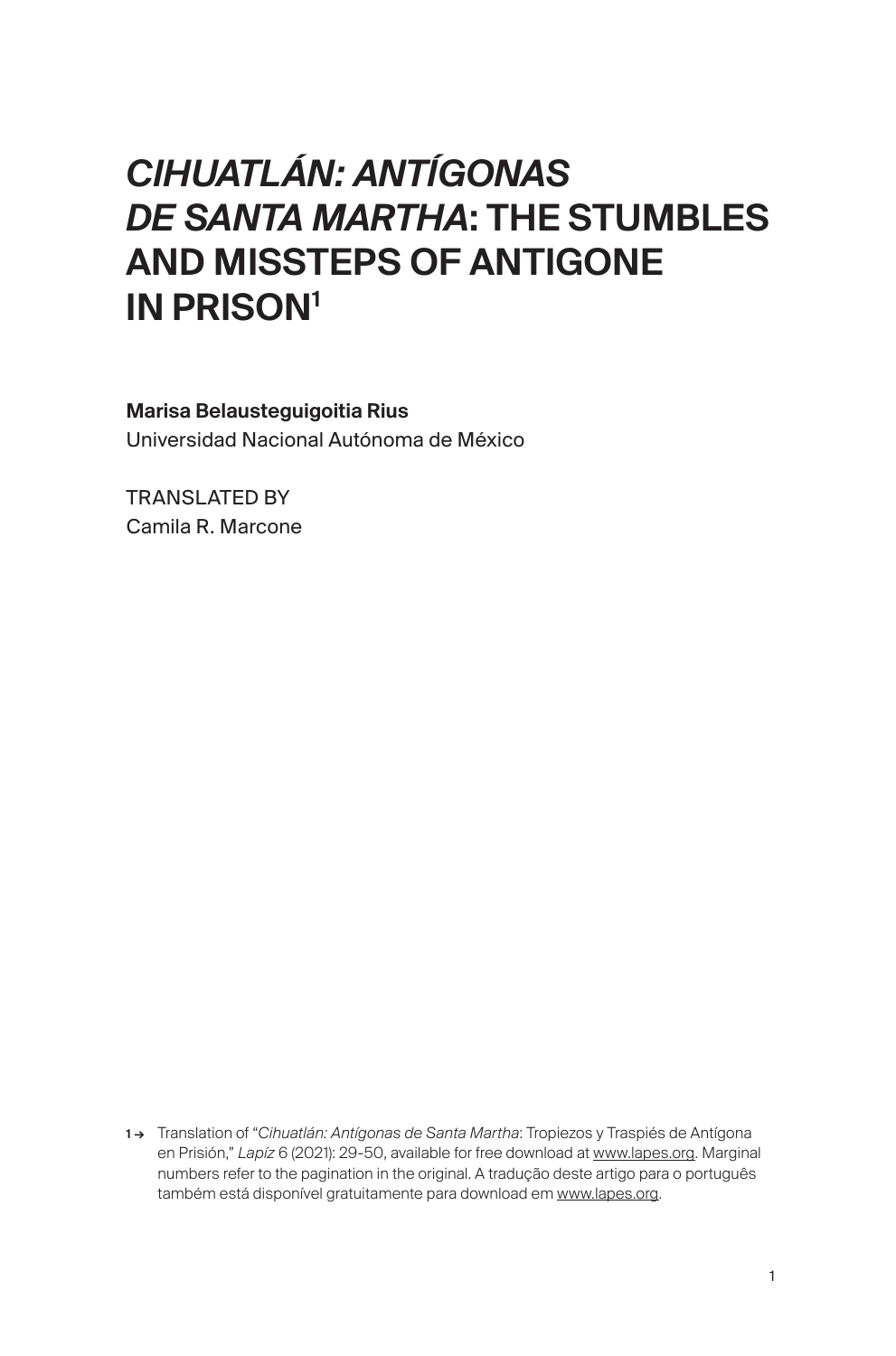# *CIHUATLÁN: ANTÍGONAS DE SANTA MARTHA*: THE STUMBLES AND MISSTEPS OF ANTIGONE IN PRISON[1]

**Marisa Belausteguigoitia Rius**
Universidad Nacional Autónoma de México

TRANSLATED BY
Camila R. Marcone

1 → Translation of "*Cihuatlán: Antígonas de Santa Martha*: Tropiezos y Traspiés de Antígona en Prisión," *Lapíz* 6 (2021): 29-50, available for free download at www.lapes.org. Marginal numbers refer to the pagination in the original. A tradução deste artigo para o português também está disponível gratuitamente para download em www.lapes.org.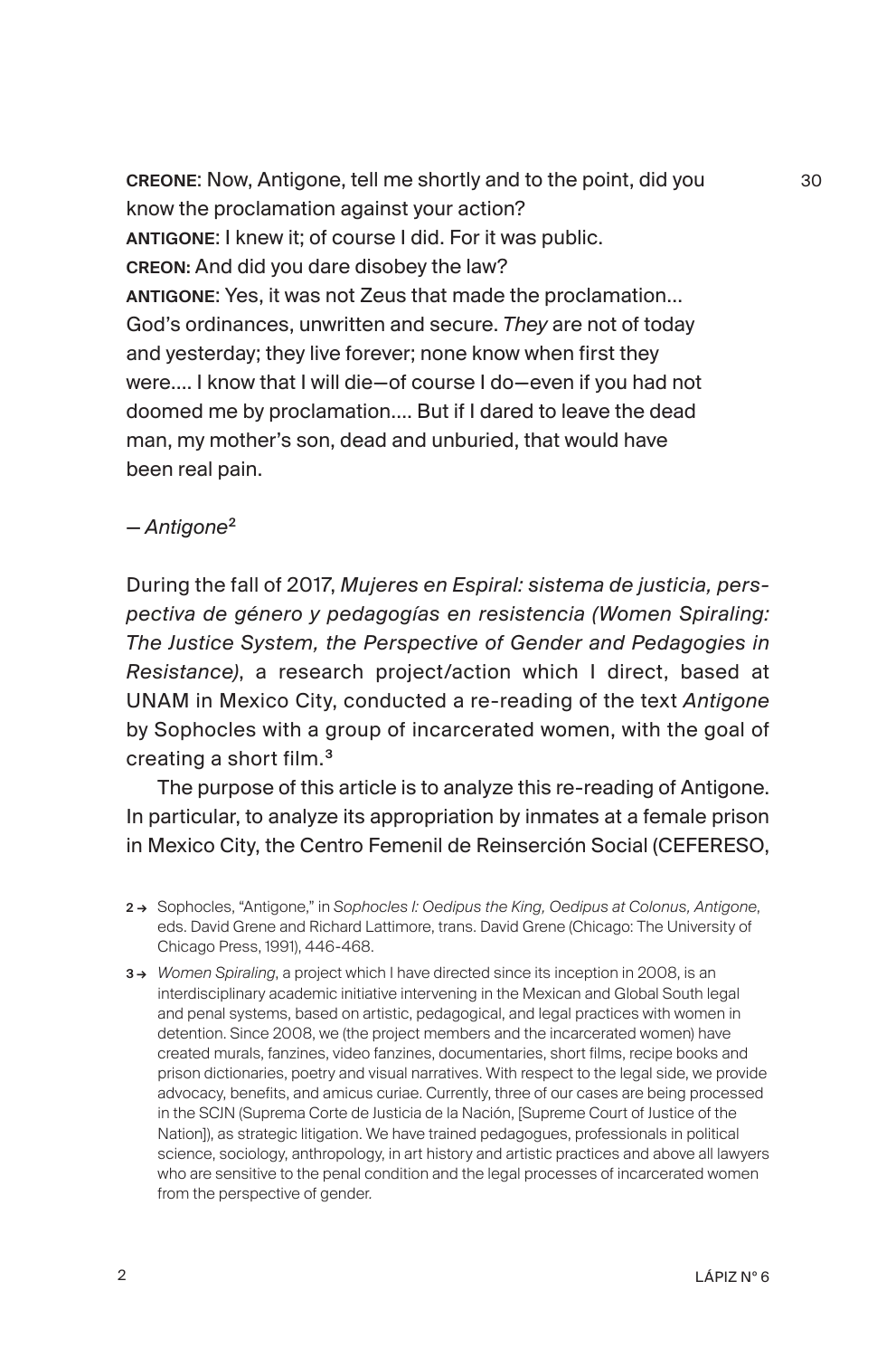**CREONE**: Now, Antigone, tell me shortly and to the point, did you know the proclamation against your action? 30

**ANTIGONE**: I knew it; of course I did. For it was public.

**CREON:** And did you dare disobey the law?

**ANTIGONE**: Yes, it was not Zeus that made the proclamation... God's ordinances, unwritten and secure. *They* are not of today and yesterday; they live forever; none know when first they were.... I know that I will die—of course I do—even if you had not doomed me by proclamation.... But if I dared to leave the dead man, my mother's son, dead and unburied, that would have been real pain.

— *Antigone*[2]

During the fall of 2017, *Mujeres en Espiral: sistema de justicia, perspectiva de género y pedagogías en resistencia (Women Spiraling: The Justice System, the Perspective of Gender and Pedagogies in Resistance)*, a research project/action which I direct, based at UNAM in Mexico City, conducted a re-reading of the text *Antigone* by Sophocles with a group of incarcerated women, with the goal of creating a short film.[3]

The purpose of this article is to analyze this re-reading of Antigone. In particular, to analyze its appropriation by inmates at a female prison in Mexico City, the Centro Femenil de Reinserción Social (CEFERESO,

2 → Sophocles, "Antigone," in *Sophocles I: Oedipus the King, Oedipus at Colonus, Antigone*, eds. David Grene and Richard Lattimore, trans. David Grene (Chicago: The University of Chicago Press, 1991), 446-468.

3 → *Women Spiraling*, a project which I have directed since its inception in 2008, is an interdisciplinary academic initiative intervening in the Mexican and Global South legal and penal systems, based on artistic, pedagogical, and legal practices with women in detention. Since 2008, we (the project members and the incarcerated women) have created murals, fanzines, video fanzines, documentaries, short films, recipe books and prison dictionaries, poetry and visual narratives. With respect to the legal side, we provide advocacy, benefits, and amicus curiae. Currently, three of our cases are being processed in the SCJN (Suprema Corte de Justicia de la Nación, [Supreme Court of Justice of the Nation]), as strategic litigation. We have trained pedagogues, professionals in political science, sociology, anthropology, in art history and artistic practices and above all lawyers who are sensitive to the penal condition and the legal processes of incarcerated women from the perspective of gender.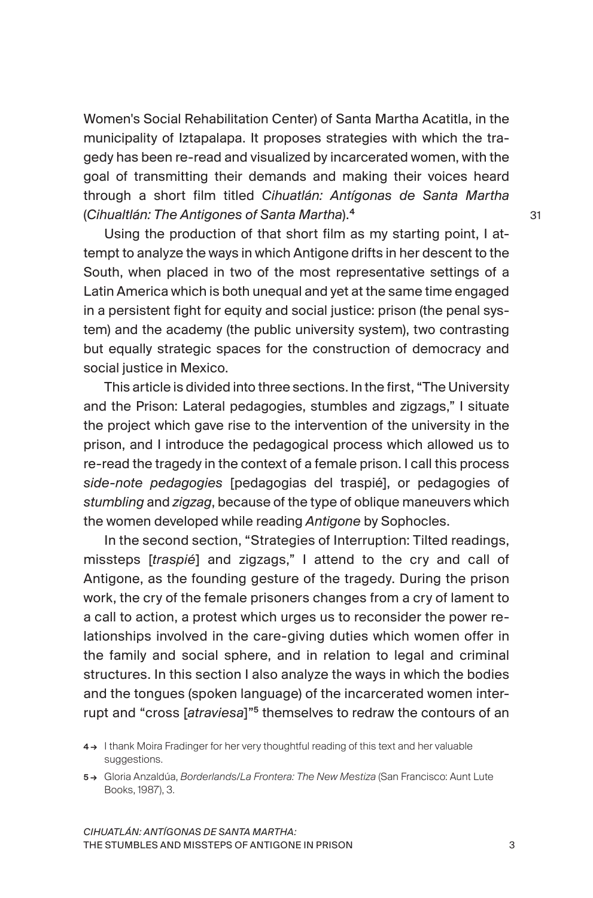Women's Social Rehabilitation Center) of Santa Martha Acatitla, in the municipality of Iztapalapa. It proposes strategies with which the tragedy has been re-read and visualized by incarcerated women, with the goal of transmitting their demands and making their voices heard through a short film titled *Cihuatlán: Antígonas de Santa Martha* (*Cihualtlán: The Antigones of Santa Martha*).[4]

Using the production of that short film as my starting point, I attempt to analyze the ways in which Antigone drifts in her descent to the South, when placed in two of the most representative settings of a Latin America which is both unequal and yet at the same time engaged in a persistent fight for equity and social justice: prison (the penal system) and the academy (the public university system), two contrasting but equally strategic spaces for the construction of democracy and social justice in Mexico.

This article is divided into three sections. In the first, "The University and the Prison: Lateral pedagogies, stumbles and zigzags," I situate the project which gave rise to the intervention of the university in the prison, and I introduce the pedagogical process which allowed us to re-read the tragedy in the context of a female prison. I call this process *side-note pedagogies* [pedagogias del traspié], or pedagogies of *stumbling* and *zigzag*, because of the type of oblique maneuvers which the women developed while reading *Antigone* by Sophocles.

In the second section, "Strategies of Interruption: Tilted readings, missteps [*traspié*] and zigzags," I attend to the cry and call of Antigone, as the founding gesture of the tragedy. During the prison work, the cry of the female prisoners changes from a cry of lament to a call to action, a protest which urges us to reconsider the power relationships involved in the care-giving duties which women offer in the family and social sphere, and in relation to legal and criminal structures. In this section I also analyze the ways in which the bodies and the tongues (spoken language) of the incarcerated women interrupt and "cross [*atraviesa*]"[5] themselves to redraw the contours of an

4 → I thank Moira Fradinger for her very thoughtful reading of this text and her valuable suggestions.

5 → Gloria Anzaldúa, *Borderlands/La Frontera: The New Mestiza* (San Francisco: Aunt Lute Books, 1987), 3.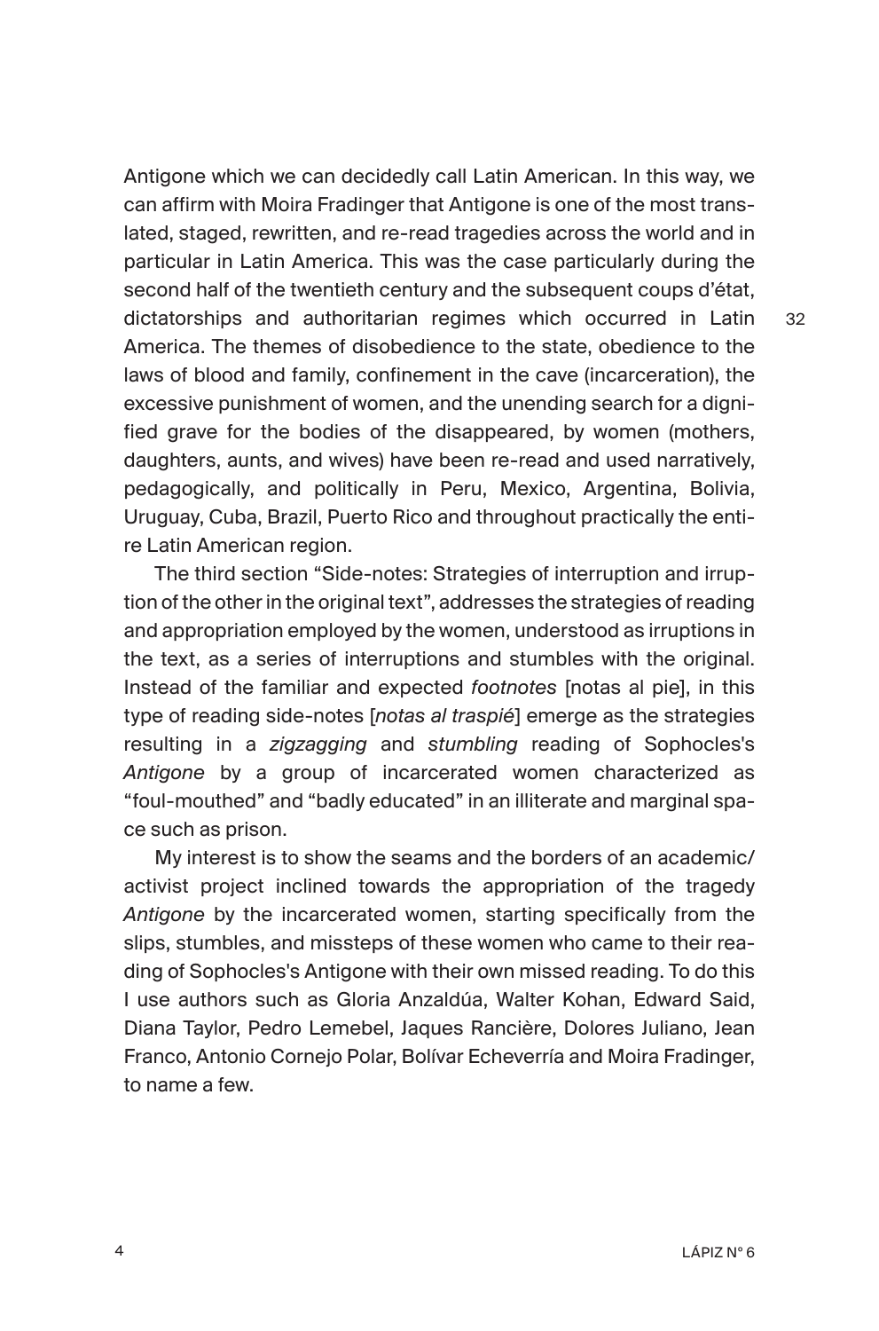Antigone which we can decidedly call Latin American. In this way, we can affirm with Moira Fradinger that Antigone is one of the most translated, staged, rewritten, and re-read tragedies across the world and in particular in Latin America. This was the case particularly during the second half of the twentieth century and the subsequent coups d'état, dictatorships and authoritarian regimes which occurred in Latin America. The themes of disobedience to the state, obedience to the laws of blood and family, confinement in the cave (incarceration), the excessive punishment of women, and the unending search for a dignified grave for the bodies of the disappeared, by women (mothers, daughters, aunts, and wives) have been re-read and used narratively, pedagogically, and politically in Peru, Mexico, Argentina, Bolivia, Uruguay, Cuba, Brazil, Puerto Rico and throughout practically the entire Latin American region.[32]

The third section "Side-notes: Strategies of interruption and irruption of the other in the original text", addresses the strategies of reading and appropriation employed by the women, understood as irruptions in the text, as a series of interruptions and stumbles with the original. Instead of the familiar and expected *footnotes* [notas al pie], in this type of reading side-notes [*notas al traspié*] emerge as the strategies resulting in a *zigzagging* and *stumbling* reading of Sophocles's *Antigone* by a group of incarcerated women characterized as "foul-mouthed" and "badly educated" in an illiterate and marginal space such as prison.

My interest is to show the seams and the borders of an academic/activist project inclined towards the appropriation of the tragedy *Antigone* by the incarcerated women, starting specifically from the slips, stumbles, and missteps of these women who came to their reading of Sophocles's Antigone with their own missed reading. To do this I use authors such as Gloria Anzaldúa, Walter Kohan, Edward Said, Diana Taylor, Pedro Lemebel, Jaques Rancière, Dolores Juliano, Jean Franco, Antonio Cornejo Polar, Bolívar Echeverría and Moira Fradinger, to name a few.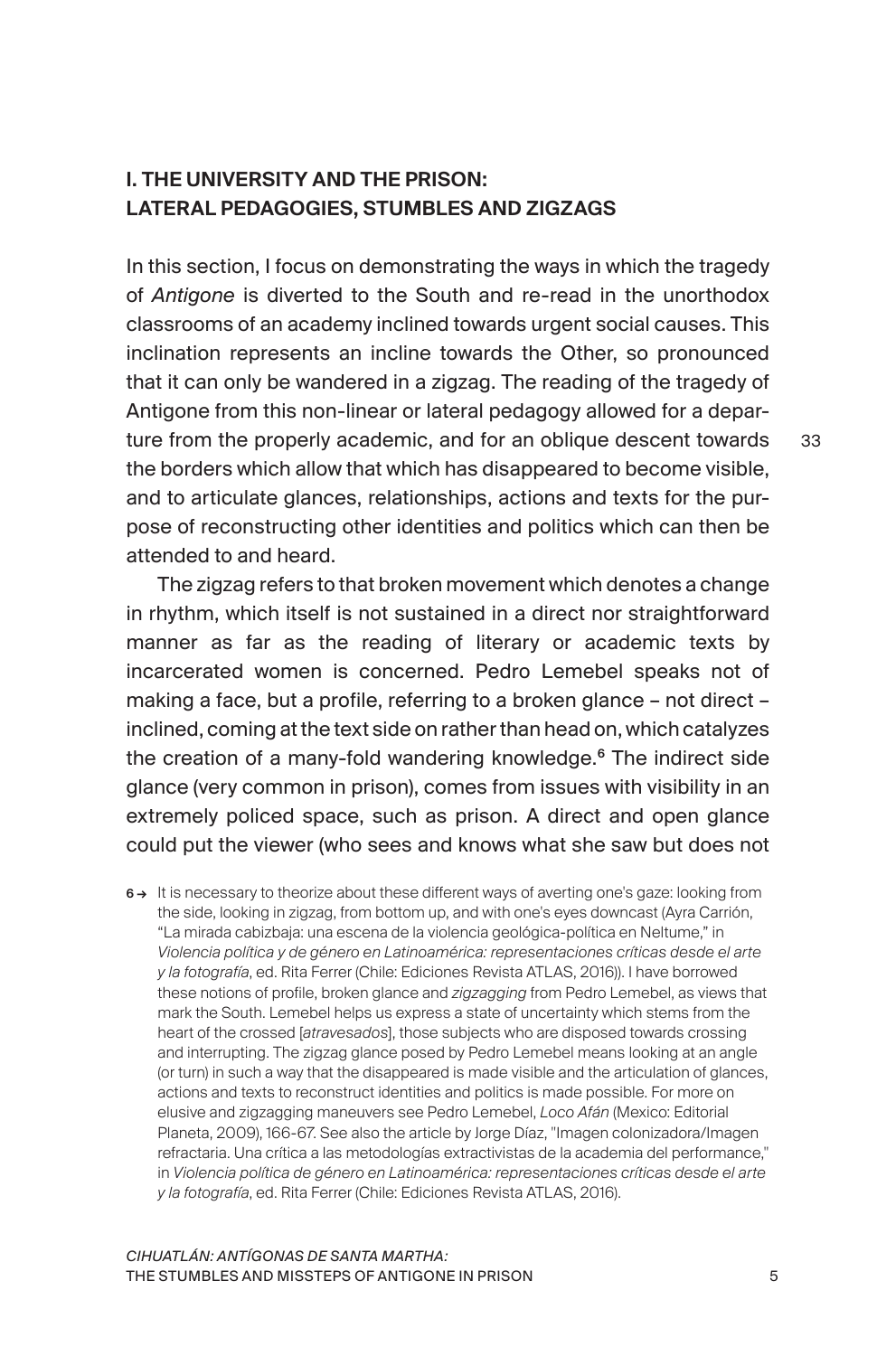## I. THE UNIVERSITY AND THE PRISON: LATERAL PEDAGOGIES, STUMBLES AND ZIGZAGS

In this section, I focus on demonstrating the ways in which the tragedy of *Antigone* is diverted to the South and re-read in the unorthodox classrooms of an academy inclined towards urgent social causes. This inclination represents an incline towards the Other, so pronounced that it can only be wandered in a zigzag. The reading of the tragedy of Antigone from this non-linear or lateral pedagogy allowed for a departure from the properly academic, and for an oblique descent towards the borders which allow that which has disappeared to become visible, and to articulate glances, relationships, actions and texts for the purpose of reconstructing other identities and politics which can then be attended to and heard.

The zigzag refers to that broken movement which denotes a change in rhythm, which itself is not sustained in a direct nor straightforward manner as far as the reading of literary or academic texts by incarcerated women is concerned. Pedro Lemebel speaks not of making a face, but a profile, referring to a broken glance – not direct – inclined, coming at the text side on rather than head on, which catalyzes the creation of a many-fold wandering knowledge.[6] The indirect side glance (very common in prison), comes from issues with visibility in an extremely policed space, such as prison. A direct and open glance could put the viewer (who sees and knows what she saw but does not

[6] It is necessary to theorize about these different ways of averting one's gaze: looking from the side, looking in zigzag, from bottom up, and with one's eyes downcast (Ayra Carrión, "La mirada cabizbaja: una escena de la violencia geológica-política en Neltume," in *Violencia política y de género en Latinoamérica: representaciones críticas desde el arte y la fotografía*, ed. Rita Ferrer (Chile: Ediciones Revista ATLAS, 2016)). I have borrowed these notions of profile, broken glance and *zigzagging* from Pedro Lemebel, as views that mark the South. Lemebel helps us express a state of uncertainty which stems from the heart of the crossed [*atravesados*], those subjects who are disposed towards crossing and interrupting. The zigzag glance posed by Pedro Lemebel means looking at an angle (or turn) in such a way that the disappeared is made visible and the articulation of glances, actions and texts to reconstruct identities and politics is made possible. For more on elusive and zigzagging maneuvers see Pedro Lemebel, *Loco Afán* (Mexico: Editorial Planeta, 2009), 166-67. See also the article by Jorge Díaz, "Imagen colonizadora/Imagen refractaria. Una crítica a las metodologías extractivistas de la academia del performance," in *Violencia política de género en Latinoamérica: representaciones críticas desde el arte y la fotografía*, ed. Rita Ferrer (Chile: Ediciones Revista ATLAS, 2016).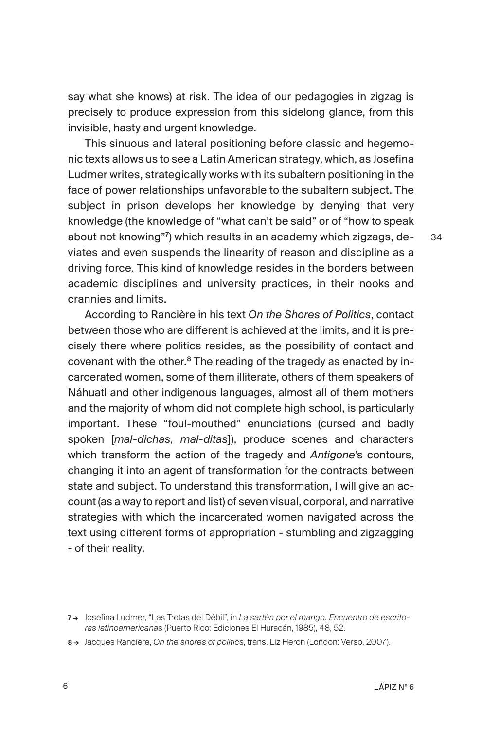say what she knows) at risk. The idea of our pedagogies in zigzag is precisely to produce expression from this sidelong glance, from this invisible, hasty and urgent knowledge.

This sinuous and lateral positioning before classic and hegemonic texts allows us to see a Latin American strategy, which, as Josefina Ludmer writes, strategically works with its subaltern positioning in the face of power relationships unfavorable to the subaltern subject. The subject in prison develops her knowledge by denying that very knowledge (the knowledge of "what can't be said" or of "how to speak about not knowing"[7]) which results in an academy which zigzags, deviates and even suspends the linearity of reason and discipline as a driving force. This kind of knowledge resides in the borders between academic disciplines and university practices, in their nooks and crannies and limits.

According to Rancière in his text *On the Shores of Politics*, contact between those who are different is achieved at the limits, and it is precisely there where politics resides, as the possibility of contact and covenant with the other.[8] The reading of the tragedy as enacted by incarcerated women, some of them illiterate, others of them speakers of Náhuatl and other indigenous languages, almost all of them mothers and the majority of whom did not complete high school, is particularly important. These "foul-mouthed" enunciations (cursed and badly spoken [*mal-dichas, mal-ditas*]), produce scenes and characters which transform the action of the tragedy and *Antigone*'s contours, changing it into an agent of transformation for the contracts between state and subject. To understand this transformation, I will give an account (as a way to report and list) of seven visual, corporal, and narrative strategies with which the incarcerated women navigated across the text using different forms of appropriation - stumbling and zigzagging - of their reality.

7 → Josefina Ludmer, "Las Tretas del Débil", in *La sartén por el mango. Encuentro de escritoras latinoamericanas* (Puerto Rico: Ediciones El Huracán, 1985), 48, 52.

8 → Jacques Rancière, *On the shores of politics*, trans. Liz Heron (London: Verso, 2007).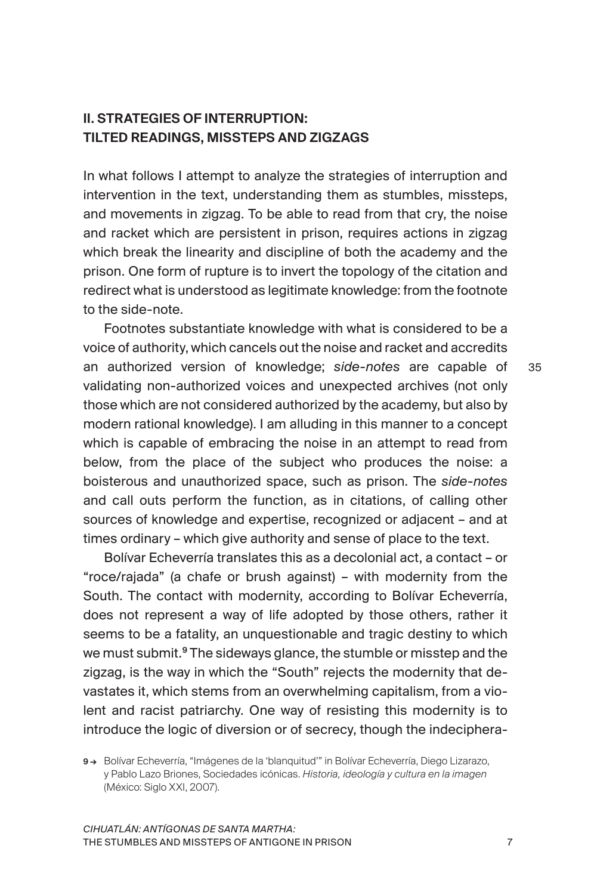## II. STRATEGIES OF INTERRUPTION: TILTED READINGS, MISSTEPS AND ZIGZAGS

In what follows I attempt to analyze the strategies of interruption and intervention in the text, understanding them as stumbles, missteps, and movements in zigzag. To be able to read from that cry, the noise and racket which are persistent in prison, requires actions in zigzag which break the linearity and discipline of both the academy and the prison. One form of rupture is to invert the topology of the citation and redirect what is understood as legitimate knowledge: from the footnote to the side-note.

Footnotes substantiate knowledge with what is considered to be a voice of authority, which cancels out the noise and racket and accredits an authorized version of knowledge; *side-notes* are capable of validating non-authorized voices and unexpected archives (not only those which are not considered authorized by the academy, but also by modern rational knowledge). I am alluding in this manner to a concept which is capable of embracing the noise in an attempt to read from below, from the place of the subject who produces the noise: a boisterous and unauthorized space, such as prison. The *side-notes* and call outs perform the function, as in citations, of calling other sources of knowledge and expertise, recognized or adjacent – and at times ordinary – which give authority and sense of place to the text.

Bolívar Echeverría translates this as a decolonial act, a contact – or "roce/rajada" (a chafe or brush against) – with modernity from the South. The contact with modernity, according to Bolívar Echeverría, does not represent a way of life adopted by those others, rather it seems to be a fatality, an unquestionable and tragic destiny to which we must submit.[9] The sideways glance, the stumble or misstep and the zigzag, is the way in which the "South" rejects the modernity that devastates it, which stems from an overwhelming capitalism, from a violent and racist patriarchy. One way of resisting this modernity is to introduce the logic of diversion or of secrecy, though the indeciphera-

9 → Bolívar Echeverría, "Imágenes de la 'blanquitud'" in Bolívar Echeverría, Diego Lizarazo, y Pablo Lazo Briones, Sociedades icónicas. *Historia, ideología y cultura en la imagen* (México: Siglo XXI, 2007).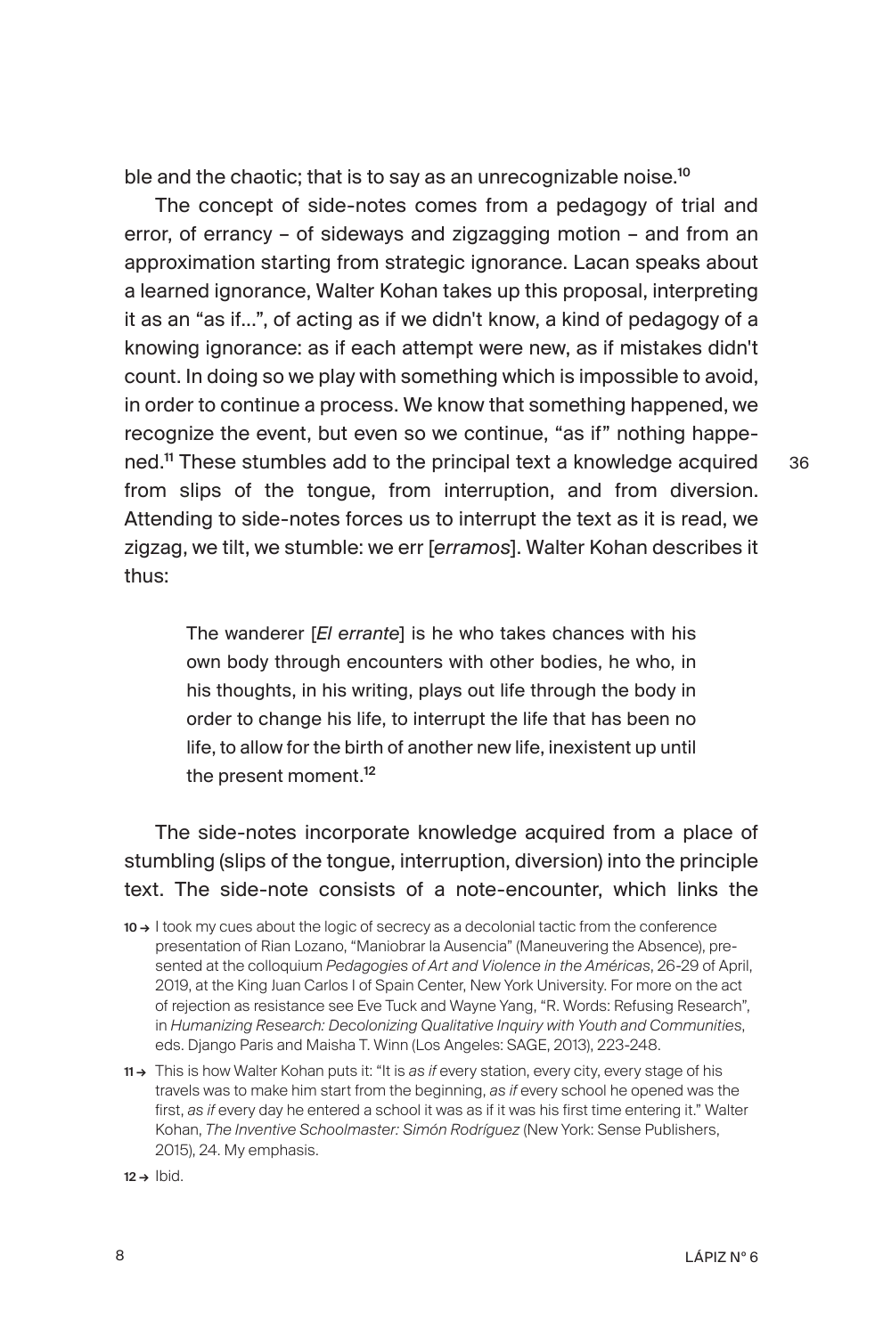ble and the chaotic; that is to say as an unrecognizable noise.[10]

The concept of side-notes comes from a pedagogy of trial and error, of errancy – of sideways and zigzagging motion – and from an approximation starting from strategic ignorance. Lacan speaks about a learned ignorance, Walter Kohan takes up this proposal, interpreting it as an "as if...", of acting as if we didn't know, a kind of pedagogy of a knowing ignorance: as if each attempt were new, as if mistakes didn't count. In doing so we play with something which is impossible to avoid, in order to continue a process. We know that something happened, we recognize the event, but even so we continue, "as if" nothing happened.[11] These stumbles add to the principal text a knowledge acquired from slips of the tongue, from interruption, and from diversion. Attending to side-notes forces us to interrupt the text as it is read, we zigzag, we tilt, we stumble: we err [*erramos*]. Walter Kohan describes it thus:

> The wanderer [*El errante*] is he who takes chances with his own body through encounters with other bodies, he who, in his thoughts, in his writing, plays out life through the body in order to change his life, to interrupt the life that has been no life, to allow for the birth of another new life, inexistent up until the present moment.[12]

The side-notes incorporate knowledge acquired from a place of stumbling (slips of the tongue, interruption, diversion) into the principle text. The side-note consists of a note-encounter, which links the

36

10 → I took my cues about the logic of secrecy as a decolonial tactic from the conference presentation of Rian Lozano, "Maniobrar la Ausencia" (Maneuvering the Absence), presented at the colloquium *Pedagogies of Art and Violence in the Américas*, 26-29 of April, 2019, at the King Juan Carlos I of Spain Center, New York University. For more on the act of rejection as resistance see Eve Tuck and Wayne Yang, "R. Words: Refusing Research", in *Humanizing Research: Decolonizing Qualitative Inquiry with Youth and Communities*, eds. Django Paris and Maisha T. Winn (Los Angeles: SAGE, 2013), 223-248.

11 → This is how Walter Kohan puts it: "It is *as if* every station, every city, every stage of his travels was to make him start from the beginning, *as if* every school he opened was the first, *as if* every day he entered a school it was as if it was his first time entering it." Walter Kohan, *The Inventive Schoolmaster: Simón Rodríguez* (New York: Sense Publishers, 2015), 24. My emphasis.

12 → Ibid.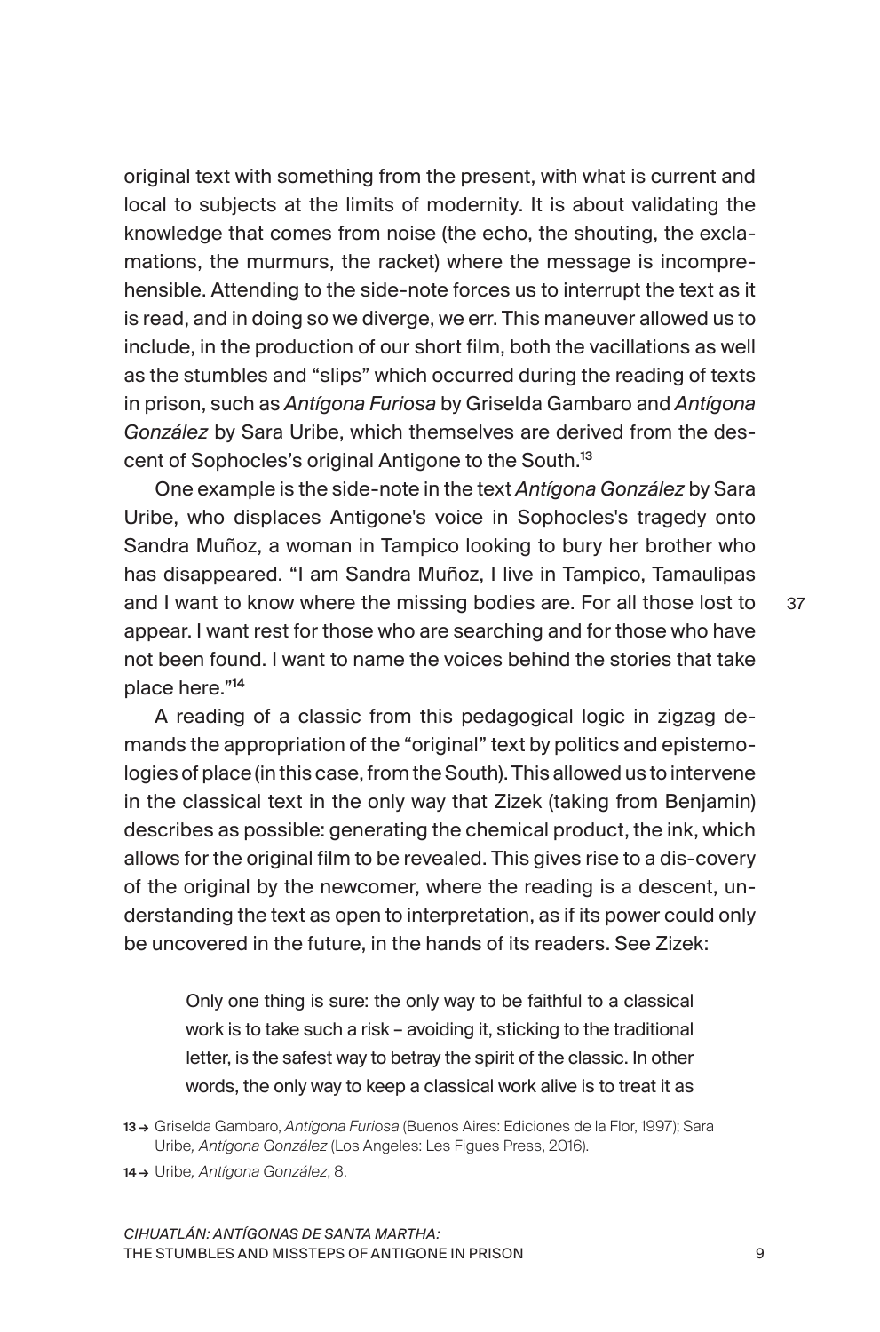original text with something from the present, with what is current and local to subjects at the limits of modernity. It is about validating the knowledge that comes from noise (the echo, the shouting, the exclamations, the murmurs, the racket) where the message is incomprehensible. Attending to the side-note forces us to interrupt the text as it is read, and in doing so we diverge, we err. This maneuver allowed us to include, in the production of our short film, both the vacillations as well as the stumbles and "slips" which occurred during the reading of texts in prison, such as *Antígona Furiosa* by Griselda Gambaro and *Antígona González* by Sara Uribe, which themselves are derived from the descent of Sophocles's original Antigone to the South.[13]

One example is the side-note in the text *Antígona González* by Sara Uribe, who displaces Antigone's voice in Sophocles's tragedy onto Sandra Muñoz, a woman in Tampico looking to bury her brother who has disappeared. "I am Sandra Muñoz, I live in Tampico, Tamaulipas and I want to know where the missing bodies are. For all those lost to appear. I want rest for those who are searching and for those who have not been found. I want to name the voices behind the stories that take place here."[14]

A reading of a classic from this pedagogical logic in zigzag demands the appropriation of the "original" text by politics and epistemologies of place (in this case, from the South). This allowed us to intervene in the classical text in the only way that Zizek (taking from Benjamin) describes as possible: generating the chemical product, the ink, which allows for the original film to be revealed. This gives rise to a dis-covery of the original by the newcomer, where the reading is a descent, understanding the text as open to interpretation, as if its power could only be uncovered in the future, in the hands of its readers. See Zizek:

> Only one thing is sure: the only way to be faithful to a classical work is to take such a risk – avoiding it, sticking to the traditional letter, is the safest way to betray the spirit of the classic. In other words, the only way to keep a classical work alive is to treat it as

13 → Griselda Gambaro, *Antígona Furiosa* (Buenos Aires: Ediciones de la Flor, 1997); Sara Uribe, *Antígona González* (Los Angeles: Les Figues Press, 2016).

14 → Uribe, *Antígona González*, 8.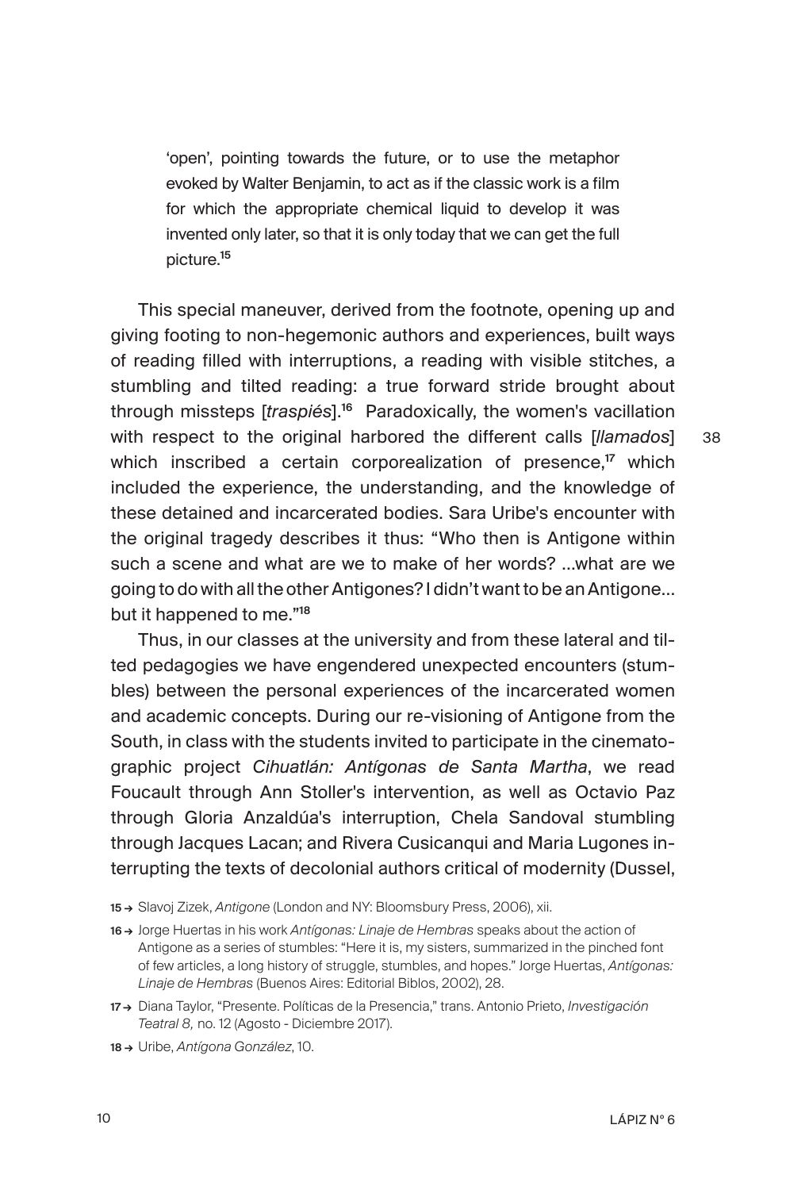> 'open', pointing towards the future, or to use the metaphor evoked by Walter Benjamin, to act as if the classic work is a film for which the appropriate chemical liquid to develop it was invented only later, so that it is only today that we can get the full picture.[15]

This special maneuver, derived from the footnote, opening up and giving footing to non-hegemonic authors and experiences, built ways of reading filled with interruptions, a reading with visible stitches, a stumbling and tilted reading: a true forward stride brought about through missteps [*traspiés*].[16] Paradoxically, the women's vacillation with respect to the original harbored the different calls [*llamados*] which inscribed a certain corporealization of presence,[17] which included the experience, the understanding, and the knowledge of these detained and incarcerated bodies. Sara Uribe's encounter with the original tragedy describes it thus: "Who then is Antigone within such a scene and what are we to make of her words? ...what are we going to do with all the other Antigones? I didn't want to be an Antigone... but it happened to me."[18]

Thus, in our classes at the university and from these lateral and tilted pedagogies we have engendered unexpected encounters (stumbles) between the personal experiences of the incarcerated women and academic concepts. During our re-visioning of Antigone from the South, in class with the students invited to participate in the cinematographic project *Cihuatlán: Antígonas de Santa Martha*, we read Foucault through Ann Stoller's intervention, as well as Octavio Paz through Gloria Anzaldúa's interruption, Chela Sandoval stumbling through Jacques Lacan; and Rivera Cusicanqui and Maria Lugones interrupting the texts of decolonial authors critical of modernity (Dussel,

15 → Slavoj Zizek, *Antigone* (London and NY: Bloomsbury Press, 2006), xii.

16 → Jorge Huertas in his work *Antígonas: Linaje de Hembras* speaks about the action of Antigone as a series of stumbles: "Here it is, my sisters, summarized in the pinched font of few articles, a long history of struggle, stumbles, and hopes." Jorge Huertas, *Antígonas: Linaje de Hembras* (Buenos Aires: Editorial Biblos, 2002), 28.

17 → Diana Taylor, "Presente. Políticas de la Presencia," trans. Antonio Prieto, *Investigación Teatral 8,* no. 12 (Agosto - Diciembre 2017).

18 → Uribe, *Antígona González*, 10.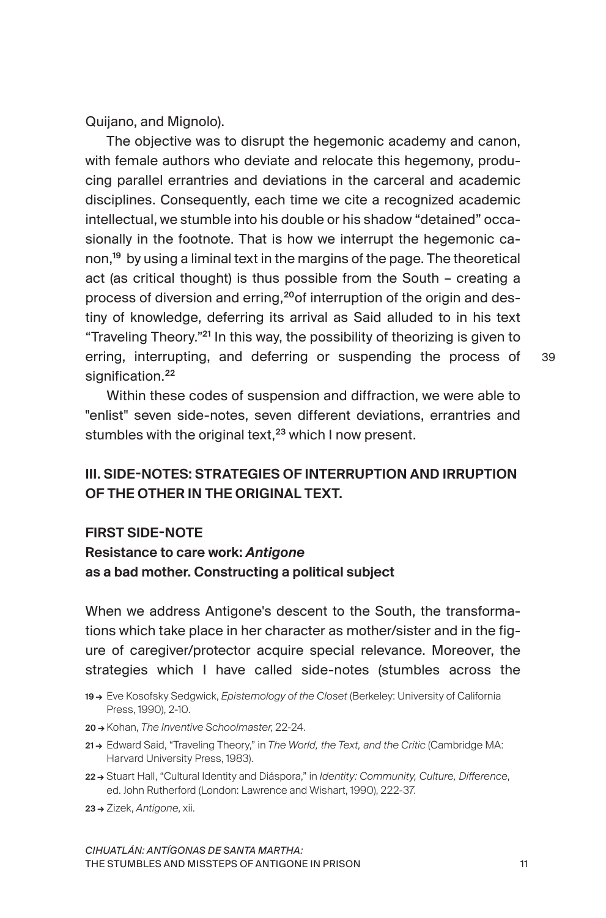Quijano, and Mignolo).

The objective was to disrupt the hegemonic academy and canon, with female authors who deviate and relocate this hegemony, producing parallel errantries and deviations in the carceral and academic disciplines. Consequently, each time we cite a recognized academic intellectual, we stumble into his double or his shadow "detained" occasionally in the footnote. That is how we interrupt the hegemonic canon,[19] by using a liminal text in the margins of the page. The theoretical act (as critical thought) is thus possible from the South – creating a process of diversion and erring,[20] of interruption of the origin and destiny of knowledge, deferring its arrival as Said alluded to in his text "Traveling Theory."[21] In this way, the possibility of theorizing is given to erring, interrupting, and deferring or suspending the process of signification.[22]

Within these codes of suspension and diffraction, we were able to "enlist" seven side-notes, seven different deviations, errantries and stumbles with the original text,[23] which I now present.

## III. SIDE-NOTES: STRATEGIES OF INTERRUPTION AND IRRUPTION OF THE OTHER IN THE ORIGINAL TEXT.

### FIRST SIDE-NOTE

### Resistance to care work: *Antigone* as a bad mother. Constructing a political subject

When we address Antigone's descent to the South, the transformations which take place in her character as mother/sister and in the figure of caregiver/protector acquire special relevance. Moreover, the strategies which I have called side-notes (stumbles across the

19 → Eve Kosofsky Sedgwick, *Epistemology of the Closet* (Berkeley: University of California Press, 1990), 2-10.

20 → Kohan, *The Inventive Schoolmaster*, 22-24.

21 → Edward Said, "Traveling Theory," in *The World, the Text, and the Critic* (Cambridge MA: Harvard University Press, 1983).

22 → Stuart Hall, "Cultural Identity and Diáspora," in *Identity: Community, Culture, Difference*, ed. John Rutherford (London: Lawrence and Wishart, 1990), 222-37.

23 → Zizek, *Antigone*, xii.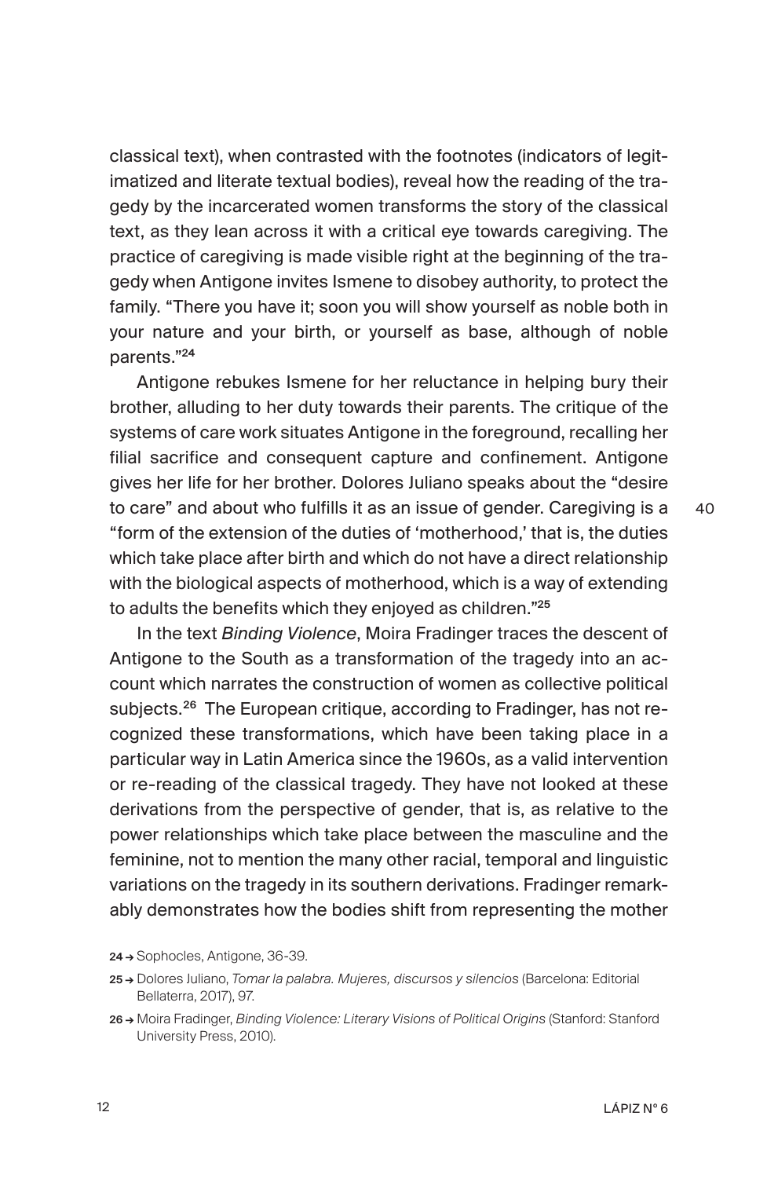classical text), when contrasted with the footnotes (indicators of legitimatized and literate textual bodies), reveal how the reading of the tragedy by the incarcerated women transforms the story of the classical text, as they lean across it with a critical eye towards caregiving. The practice of caregiving is made visible right at the beginning of the tragedy when Antigone invites Ismene to disobey authority, to protect the family. "There you have it; soon you will show yourself as noble both in your nature and your birth, or yourself as base, although of noble parents."[24]

Antigone rebukes Ismene for her reluctance in helping bury their brother, alluding to her duty towards their parents. The critique of the systems of care work situates Antigone in the foreground, recalling her filial sacrifice and consequent capture and confinement. Antigone gives her life for her brother. Dolores Juliano speaks about the "desire to care" and about who fulfills it as an issue of gender. Caregiving is a "form of the extension of the duties of 'motherhood,' that is, the duties which take place after birth and which do not have a direct relationship with the biological aspects of motherhood, which is a way of extending to adults the benefits which they enjoyed as children."[25]

In the text *Binding Violence*, Moira Fradinger traces the descent of Antigone to the South as a transformation of the tragedy into an account which narrates the construction of women as collective political subjects.[26] The European critique, according to Fradinger, has not recognized these transformations, which have been taking place in a particular way in Latin America since the 1960s, as a valid intervention or re-reading of the classical tragedy. They have not looked at these derivations from the perspective of gender, that is, as relative to the power relationships which take place between the masculine and the feminine, not to mention the many other racial, temporal and linguistic variations on the tragedy in its southern derivations. Fradinger remarkably demonstrates how the bodies shift from representing the mother

24 → Sophocles, Antigone, 36-39.

25 → Dolores Juliano, *Tomar la palabra. Mujeres, discursos y silencios* (Barcelona: Editorial Bellaterra, 2017), 97.

26 → Moira Fradinger, *Binding Violence: Literary Visions of Political Origins* (Stanford: Stanford University Press, 2010).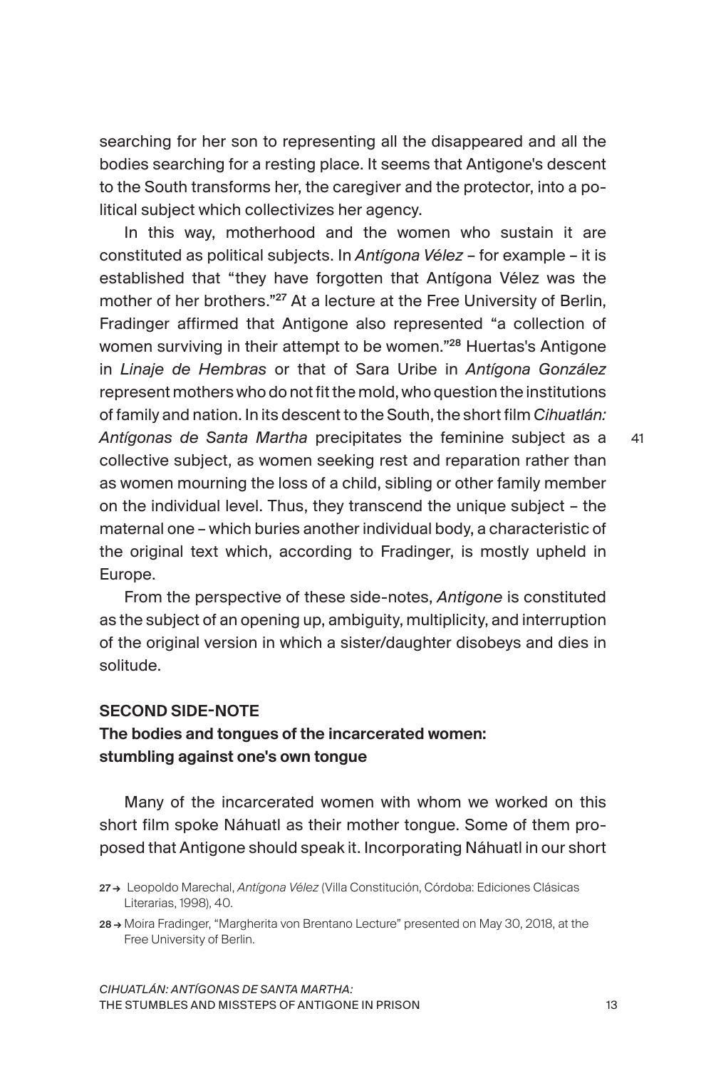searching for her son to representing all the disappeared and all the bodies searching for a resting place. It seems that Antigone's descent to the South transforms her, the caregiver and the protector, into a political subject which collectivizes her agency.

In this way, motherhood and the women who sustain it are constituted as political subjects. In *Antígona Vélez* – for example – it is established that "they have forgotten that Antígona Vélez was the mother of her brothers."[27] At a lecture at the Free University of Berlin, Fradinger affirmed that Antigone also represented "a collection of women surviving in their attempt to be women."[28] Huertas's Antigone in *Linaje de Hembras* or that of Sara Uribe in *Antígona González* represent mothers who do not fit the mold, who question the institutions of family and nation. In its descent to the South, the short film *Cihuatlán: Antígonas de Santa Martha* precipitates the feminine subject as a collective subject, as women seeking rest and reparation rather than as women mourning the loss of a child, sibling or other family member on the individual level. Thus, they transcend the unique subject – the maternal one – which buries another individual body, a characteristic of the original text which, according to Fradinger, is mostly upheld in Europe.

From the perspective of these side-notes, *Antigone* is constituted as the subject of an opening up, ambiguity, multiplicity, and interruption of the original version in which a sister/daughter disobeys and dies in solitude.

### SECOND SIDE-NOTE

### The bodies and tongues of the incarcerated women: stumbling against one's own tongue

Many of the incarcerated women with whom we worked on this short film spoke Náhuatl as their mother tongue. Some of them proposed that Antigone should speak it. Incorporating Náhuatl in our short

27 → Leopoldo Marechal, *Antígona Vélez* (Villa Constitución, Córdoba: Ediciones Clásicas Literarias, 1998), 40.

28 → Moira Fradinger, "Margherita von Brentano Lecture" presented on May 30, 2018, at the Free University of Berlin.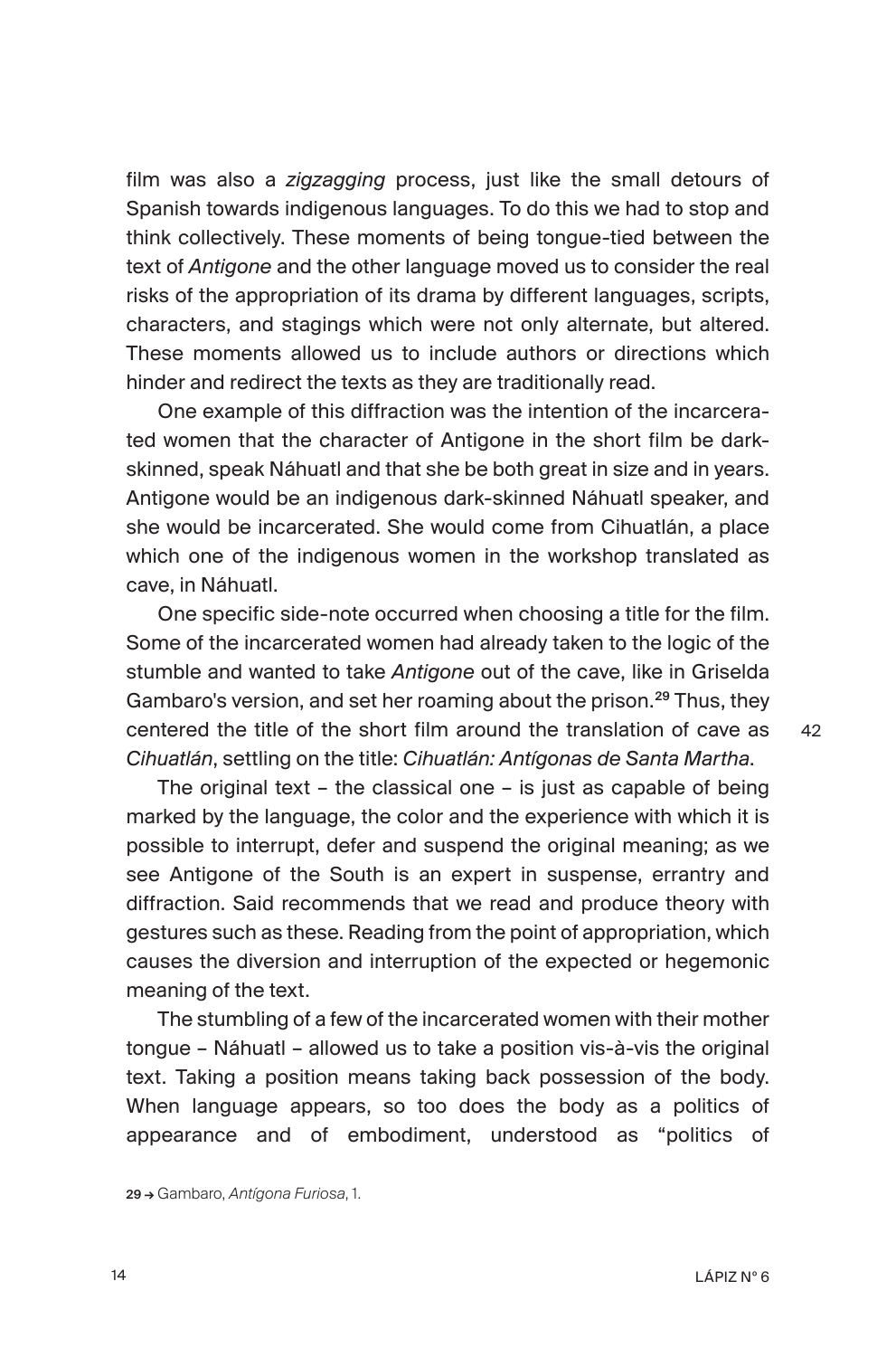film was also a *zigzagging* process, just like the small detours of Spanish towards indigenous languages. To do this we had to stop and think collectively. These moments of being tongue-tied between the text of *Antigone* and the other language moved us to consider the real risks of the appropriation of its drama by different languages, scripts, characters, and stagings which were not only alternate, but altered. These moments allowed us to include authors or directions which hinder and redirect the texts as they are traditionally read.

One example of this diffraction was the intention of the incarcerated women that the character of Antigone in the short film be dark-skinned, speak Náhuatl and that she be both great in size and in years. Antigone would be an indigenous dark-skinned Náhuatl speaker, and she would be incarcerated. She would come from Cihuatlán, a place which one of the indigenous women in the workshop translated as cave, in Náhuatl.

One specific side-note occurred when choosing a title for the film. Some of the incarcerated women had already taken to the logic of the stumble and wanted to take *Antigone* out of the cave, like in Griselda Gambaro's version, and set her roaming about the prison.[29] Thus, they centered the title of the short film around the translation of cave as *Cihuatlán*, settling on the title: *Cihuatlán: Antígonas de Santa Martha*.

The original text – the classical one – is just as capable of being marked by the language, the color and the experience with which it is possible to interrupt, defer and suspend the original meaning; as we see Antigone of the South is an expert in suspense, errantry and diffraction. Said recommends that we read and produce theory with gestures such as these. Reading from the point of appropriation, which causes the diversion and interruption of the expected or hegemonic meaning of the text.

The stumbling of a few of the incarcerated women with their mother tongue – Náhuatl – allowed us to take a position vis-à-vis the original text. Taking a position means taking back possession of the body. When language appears, so too does the body as a politics of appearance and of embodiment, understood as "politics of

29 → Gambaro, *Antígona Furiosa*, 1.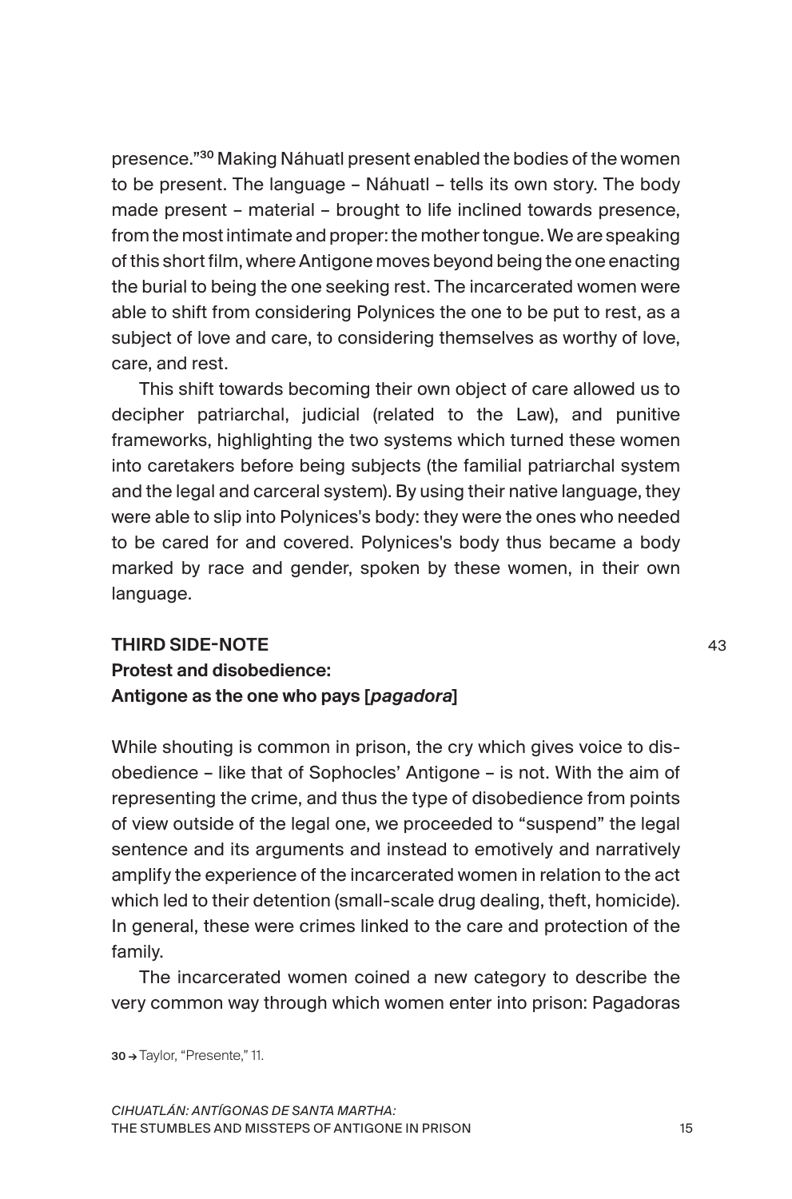presence."[30] Making Náhuatl present enabled the bodies of the women to be present. The language – Náhuatl – tells its own story. The body made present – material – brought to life inclined towards presence, from the most intimate and proper: the mother tongue. We are speaking of this short film, where Antigone moves beyond being the one enacting the burial to being the one seeking rest. The incarcerated women were able to shift from considering Polynices the one to be put to rest, as a subject of love and care, to considering themselves as worthy of love, care, and rest.

This shift towards becoming their own object of care allowed us to decipher patriarchal, judicial (related to the Law), and punitive frameworks, highlighting the two systems which turned these women into caretakers before being subjects (the familial patriarchal system and the legal and carceral system). By using their native language, they were able to slip into Polynices's body: they were the ones who needed to be cared for and covered. Polynices's body thus became a body marked by race and gender, spoken by these women, in their own language.

## THIRD SIDE-NOTE
## Protest and disobedience: Antigone as the one who pays [*pagadora*]

While shouting is common in prison, the cry which gives voice to disobedience – like that of Sophocles' Antigone – is not. With the aim of representing the crime, and thus the type of disobedience from points of view outside of the legal one, we proceeded to "suspend" the legal sentence and its arguments and instead to emotively and narratively amplify the experience of the incarcerated women in relation to the act which led to their detention (small-scale drug dealing, theft, homicide). In general, these were crimes linked to the care and protection of the family.

The incarcerated women coined a new category to describe the very common way through which women enter into prison: Pagadoras

30 → Taylor, "Presente," 11.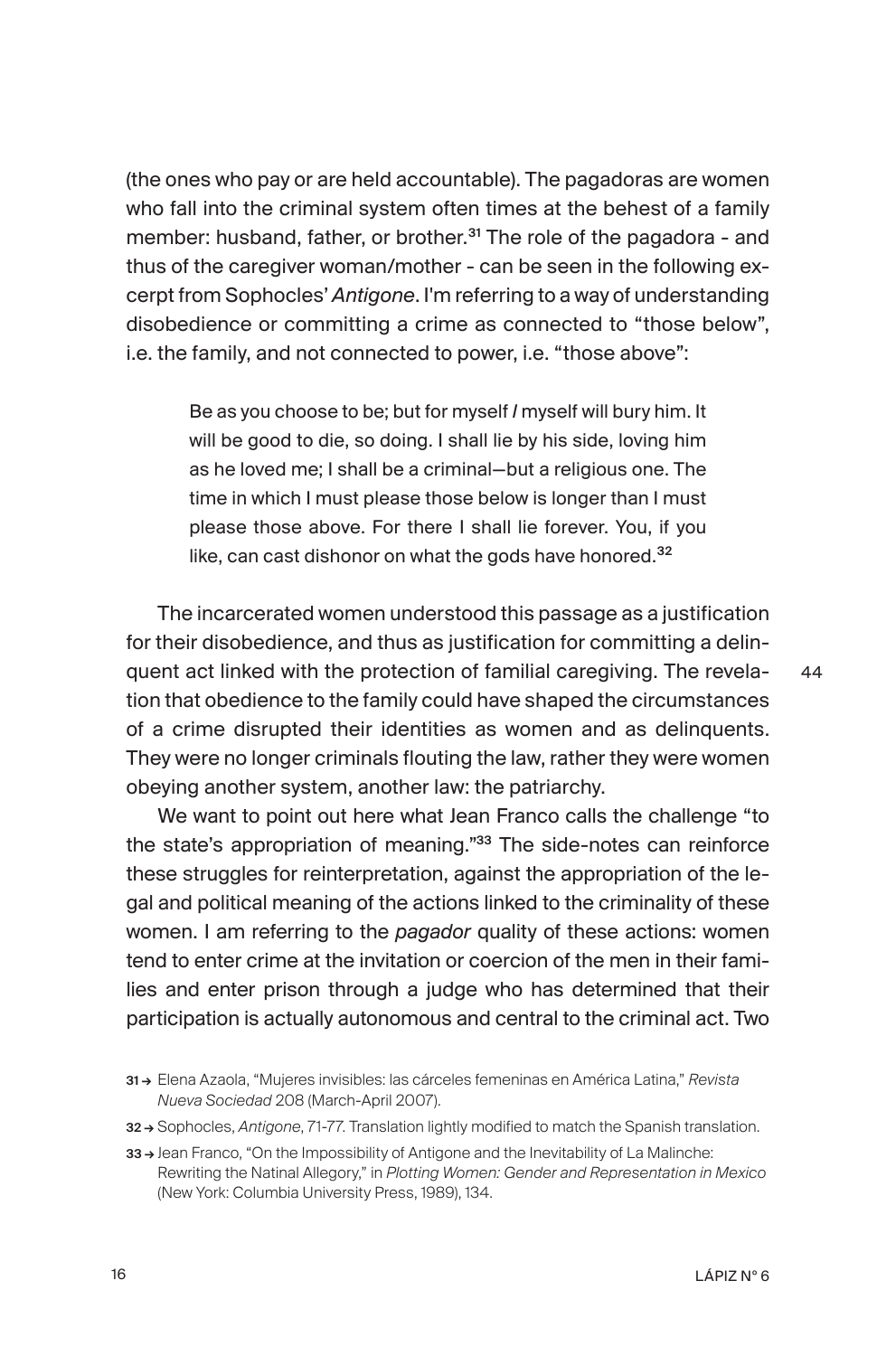(the ones who pay or are held accountable). The pagadoras are women who fall into the criminal system often times at the behest of a family member: husband, father, or brother.[31] The role of the pagadora - and thus of the caregiver woman/mother - can be seen in the following excerpt from Sophocles' *Antigone*. I'm referring to a way of understanding disobedience or committing a crime as connected to "those below", i.e. the family, and not connected to power, i.e. "those above":

> Be as you choose to be; but for myself *I* myself will bury him. It will be good to die, so doing. I shall lie by his side, loving him as he loved me; I shall be a criminal—but a religious one. The time in which I must please those below is longer than I must please those above. For there I shall lie forever. You, if you like, can cast dishonor on what the gods have honored.[32]

The incarcerated women understood this passage as a justification for their disobedience, and thus as justification for committing a delinquent act linked with the protection of familial caregiving. The revelation that obedience to the family could have shaped the circumstances of a crime disrupted their identities as women and as delinquents. They were no longer criminals flouting the law, rather they were women obeying another system, another law: the patriarchy.

We want to point out here what Jean Franco calls the challenge "to the state's appropriation of meaning."[33] The side-notes can reinforce these struggles for reinterpretation, against the appropriation of the legal and political meaning of the actions linked to the criminality of these women. I am referring to the *pagador* quality of these actions: women tend to enter crime at the invitation or coercion of the men in their families and enter prison through a judge who has determined that their participation is actually autonomous and central to the criminal act. Two

44

31 → Elena Azaola, "Mujeres invisibles: las cárceles femeninas en América Latina," *Revista Nueva Sociedad* 208 (March-April 2007).

32 → Sophocles, *Antigone*, 71-77. Translation lightly modified to match the Spanish translation.

33 → Jean Franco, "On the Impossibility of Antigone and the Inevitability of La Malinche: Rewriting the Natinal Allegory," in *Plotting Women: Gender and Representation in Mexico* (New York: Columbia University Press, 1989), 134.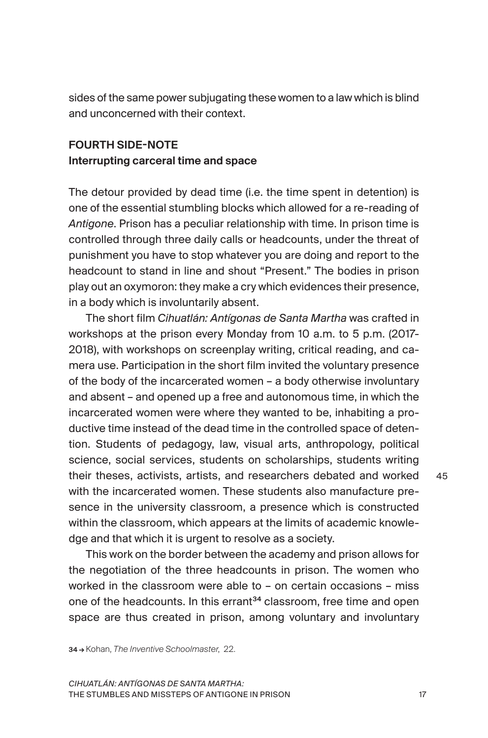sides of the same power subjugating these women to a law which is blind and unconcerned with their context.

### FOURTH SIDE-NOTE
**Interrupting carceral time and space**

The detour provided by dead time (i.e. the time spent in detention) is one of the essential stumbling blocks which allowed for a re-reading of *Antigone*. Prison has a peculiar relationship with time. In prison time is controlled through three daily calls or headcounts, under the threat of punishment you have to stop whatever you are doing and report to the headcount to stand in line and shout "Present." The bodies in prison play out an oxymoron: they make a cry which evidences their presence, in a body which is involuntarily absent.

The short film *Cihuatlán: Antígonas de Santa Martha* was crafted in workshops at the prison every Monday from 10 a.m. to 5 p.m. (2017-2018), with workshops on screenplay writing, critical reading, and camera use. Participation in the short film invited the voluntary presence of the body of the incarcerated women – a body otherwise involuntary and absent – and opened up a free and autonomous time, in which the incarcerated women were where they wanted to be, inhabiting a productive time instead of the dead time in the controlled space of detention. Students of pedagogy, law, visual arts, anthropology, political science, social services, students on scholarships, students writing their theses, activists, artists, and researchers debated and worked with the incarcerated women. These students also manufacture presence in the university classroom, a presence which is constructed within the classroom, which appears at the limits of academic knowledge and that which it is urgent to resolve as a society.

This work on the border between the academy and prison allows for the negotiation of the three headcounts in prison. The women who worked in the classroom were able to – on certain occasions – miss one of the headcounts. In this errant[34] classroom, free time and open space are thus created in prison, among voluntary and involuntary

[34] → Kohan, *The Inventive Schoolmaster*, 22.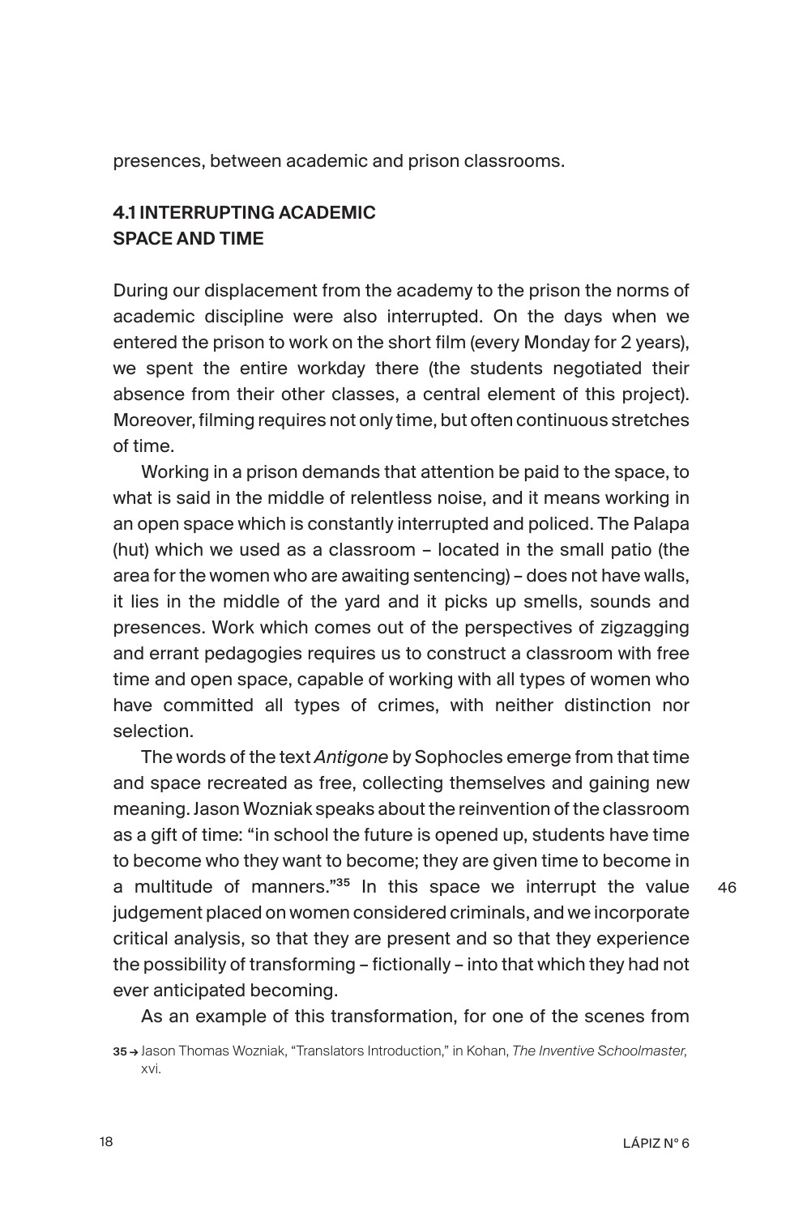presences, between academic and prison classrooms.

## 4.1 INTERRUPTING ACADEMIC SPACE AND TIME

During our displacement from the academy to the prison the norms of academic discipline were also interrupted. On the days when we entered the prison to work on the short film (every Monday for 2 years), we spent the entire workday there (the students negotiated their absence from their other classes, a central element of this project). Moreover, filming requires not only time, but often continuous stretches of time.

Working in a prison demands that attention be paid to the space, to what is said in the middle of relentless noise, and it means working in an open space which is constantly interrupted and policed. The Palapa (hut) which we used as a classroom – located in the small patio (the area for the women who are awaiting sentencing) – does not have walls, it lies in the middle of the yard and it picks up smells, sounds and presences. Work which comes out of the perspectives of zigzagging and errant pedagogies requires us to construct a classroom with free time and open space, capable of working with all types of women who have committed all types of crimes, with neither distinction nor selection.

The words of the text *Antigone* by Sophocles emerge from that time and space recreated as free, collecting themselves and gaining new meaning. Jason Wozniak speaks about the reinvention of the classroom as a gift of time: "in school the future is opened up, students have time to become who they want to become; they are given time to become in a multitude of manners."[35] In this space we interrupt the value judgement placed on women considered criminals, and we incorporate critical analysis, so that they are present and so that they experience the possibility of transforming – fictionally – into that which they had not ever anticipated becoming.

46

As an example of this transformation, for one of the scenes from

35 → Jason Thomas Wozniak, "Translators Introduction," in Kohan, *The Inventive Schoolmaster*, xvi.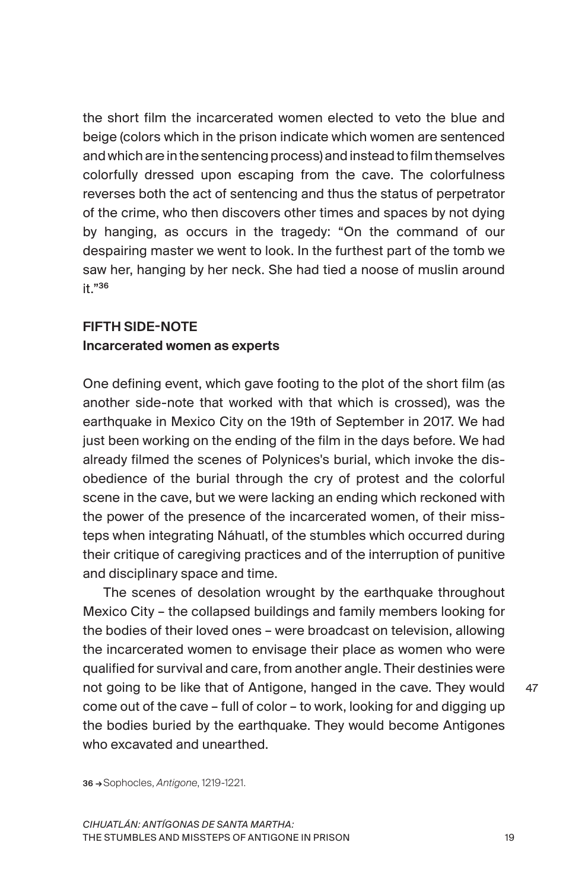the short film the incarcerated women elected to veto the blue and beige (colors which in the prison indicate which women are sentenced and which are in the sentencing process) and instead to film themselves colorfully dressed upon escaping from the cave. The colorfulness reverses both the act of sentencing and thus the status of perpetrator of the crime, who then discovers other times and spaces by not dying by hanging, as occurs in the tragedy: "On the command of our despairing master we went to look. In the furthest part of the tomb we saw her, hanging by her neck. She had tied a noose of muslin around it."[36]

## FIFTH SIDE-NOTE
### Incarcerated women as experts

One defining event, which gave footing to the plot of the short film (as another side-note that worked with that which is crossed), was the earthquake in Mexico City on the 19th of September in 2017. We had just been working on the ending of the film in the days before. We had already filmed the scenes of Polynices's burial, which invoke the disobedience of the burial through the cry of protest and the colorful scene in the cave, but we were lacking an ending which reckoned with the power of the presence of the incarcerated women, of their missteps when integrating Náhuatl, of the stumbles which occurred during their critique of caregiving practices and of the interruption of punitive and disciplinary space and time.

The scenes of desolation wrought by the earthquake throughout Mexico City – the collapsed buildings and family members looking for the bodies of their loved ones – were broadcast on television, allowing the incarcerated women to envisage their place as women who were qualified for survival and care, from another angle. Their destinies were not going to be like that of Antigone, hanged in the cave. They would come out of the cave – full of color – to work, looking for and digging up the bodies buried by the earthquake. They would become Antigones who excavated and unearthed.

36 → Sophocles, *Antigone*, 1219-1221.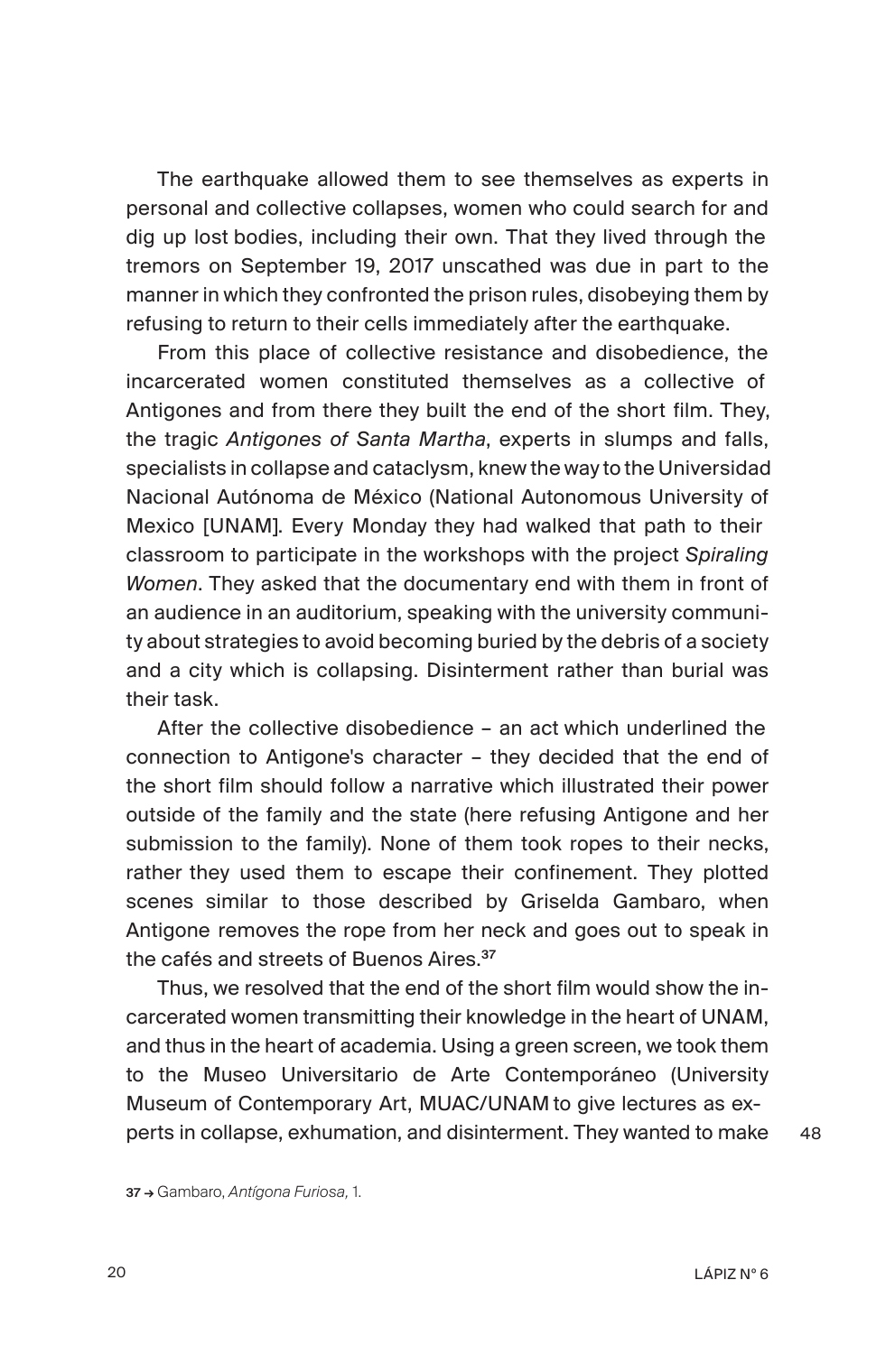The earthquake allowed them to see themselves as experts in personal and collective collapses, women who could search for and dig up lost bodies, including their own. That they lived through the tremors on September 19, 2017 unscathed was due in part to the manner in which they confronted the prison rules, disobeying them by refusing to return to their cells immediately after the earthquake.

From this place of collective resistance and disobedience, the incarcerated women constituted themselves as a collective of Antigones and from there they built the end of the short film. They, the tragic *Antigones of Santa Martha*, experts in slumps and falls, specialists in collapse and cataclysm, knew the way to the Universidad Nacional Autónoma de México (National Autonomous University of Mexico [UNAM]. Every Monday they had walked that path to their classroom to participate in the workshops with the project *Spiraling Women*. They asked that the documentary end with them in front of an audience in an auditorium, speaking with the university community about strategies to avoid becoming buried by the debris of a society and a city which is collapsing. Disinterment rather than burial was their task.

After the collective disobedience – an act which underlined the connection to Antigone's character – they decided that the end of the short film should follow a narrative which illustrated their power outside of the family and the state (here refusing Antigone and her submission to the family). None of them took ropes to their necks, rather they used them to escape their confinement. They plotted scenes similar to those described by Griselda Gambaro, when Antigone removes the rope from her neck and goes out to speak in the cafés and streets of Buenos Aires.[37]

Thus, we resolved that the end of the short film would show the incarcerated women transmitting their knowledge in the heart of UNAM, and thus in the heart of academia. Using a green screen, we took them to the Museo Universitario de Arte Contemporáneo (University Museum of Contemporary Art, MUAC/UNAM to give lectures as experts in collapse, exhumation, and disinterment. They wanted to make

37 → Gambaro, *Antígona Furiosa,* 1.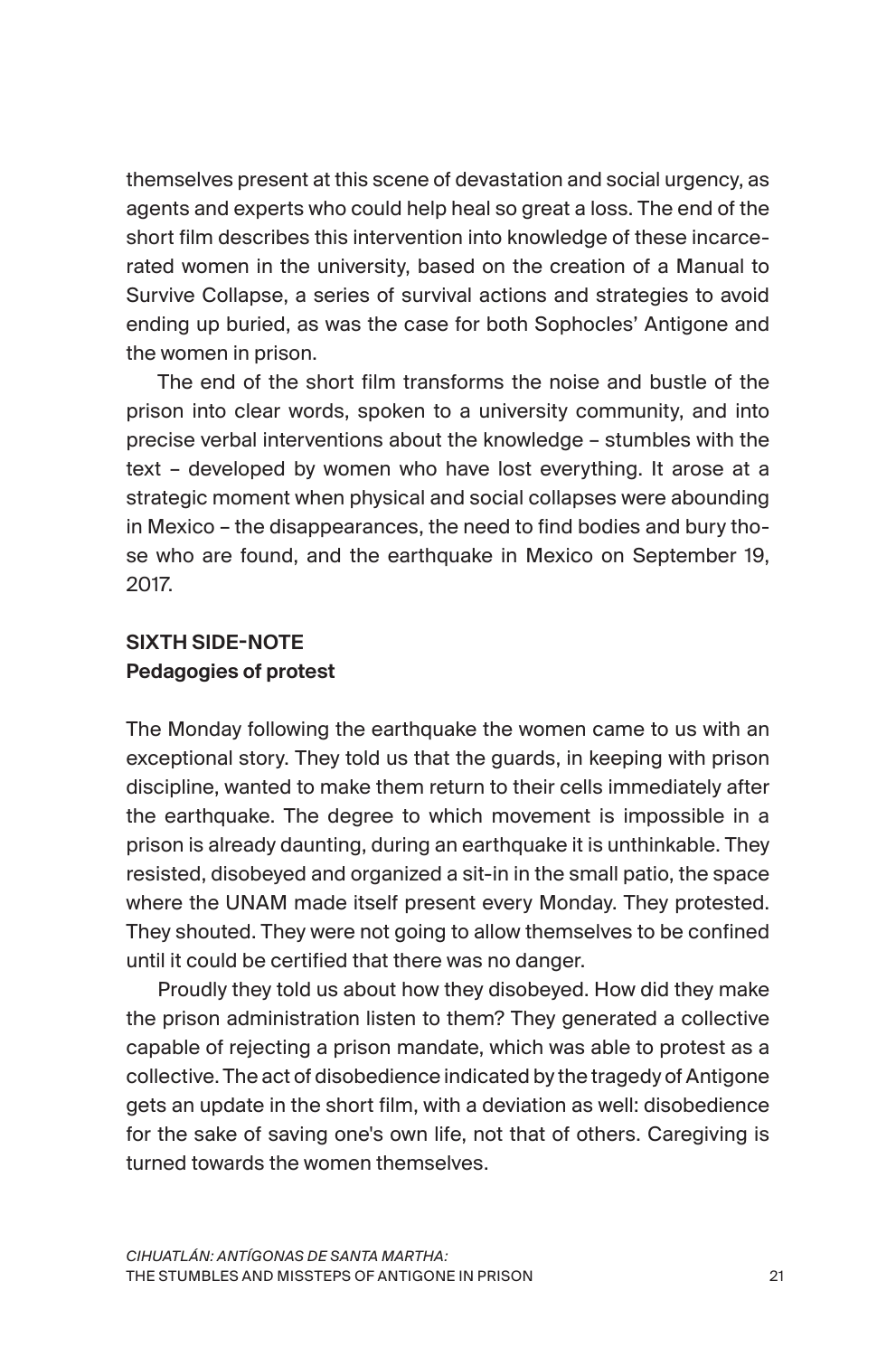themselves present at this scene of devastation and social urgency, as agents and experts who could help heal so great a loss. The end of the short film describes this intervention into knowledge of these incarcerated women in the university, based on the creation of a Manual to Survive Collapse, a series of survival actions and strategies to avoid ending up buried, as was the case for both Sophocles' Antigone and the women in prison.

The end of the short film transforms the noise and bustle of the prison into clear words, spoken to a university community, and into precise verbal interventions about the knowledge – stumbles with the text – developed by women who have lost everything. It arose at a strategic moment when physical and social collapses were abounding in Mexico – the disappearances, the need to find bodies and bury those who are found, and the earthquake in Mexico on September 19, 2017.

## SIXTH SIDE-NOTE
**Pedagogies of protest**

The Monday following the earthquake the women came to us with an exceptional story. They told us that the guards, in keeping with prison discipline, wanted to make them return to their cells immediately after the earthquake. The degree to which movement is impossible in a prison is already daunting, during an earthquake it is unthinkable. They resisted, disobeyed and organized a sit-in in the small patio, the space where the UNAM made itself present every Monday. They protested. They shouted. They were not going to allow themselves to be confined until it could be certified that there was no danger.

Proudly they told us about how they disobeyed. How did they make the prison administration listen to them? They generated a collective capable of rejecting a prison mandate, which was able to protest as a collective. The act of disobedience indicated by the tragedy of Antigone gets an update in the short film, with a deviation as well: disobedience for the sake of saving one's own life, not that of others. Caregiving is turned towards the women themselves.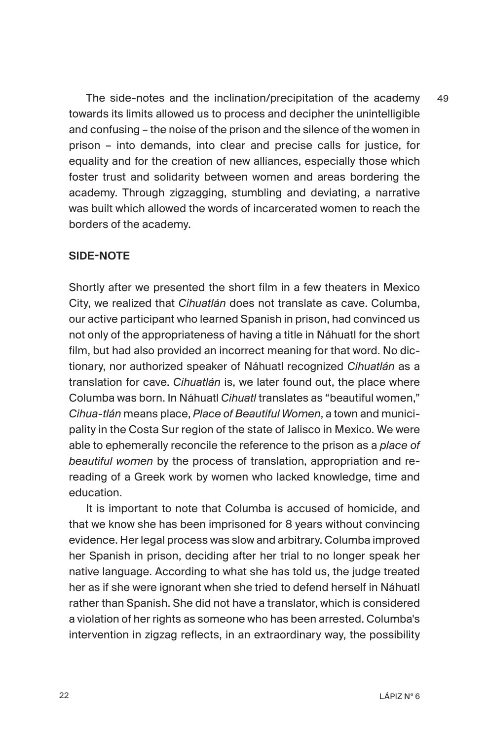The side-notes and the inclination/precipitation of the academy towards its limits allowed us to process and decipher the unintelligible and confusing – the noise of the prison and the silence of the women in prison – into demands, into clear and precise calls for justice, for equality and for the creation of new alliances, especially those which foster trust and solidarity between women and areas bordering the academy. Through zigzagging, stumbling and deviating, a narrative was built which allowed the words of incarcerated women to reach the borders of the academy.

**SIDE-NOTE**

Shortly after we presented the short film in a few theaters in Mexico City, we realized that *Cihuatlán* does not translate as cave. Columba, our active participant who learned Spanish in prison, had convinced us not only of the appropriateness of having a title in Náhuatl for the short film, but had also provided an incorrect meaning for that word. No dictionary, nor authorized speaker of Náhuatl recognized *Cihuatlán* as a translation for cave. *Cihuatlán* is, we later found out, the place where Columba was born. In Náhuatl *Cihuatl* translates as "beautiful women," *Cihua-tlán* means place, *Place of Beautiful Women*, a town and municipality in the Costa Sur region of the state of Jalisco in Mexico. We were able to ephemerally reconcile the reference to the prison as a *place of beautiful women* by the process of translation, appropriation and re-reading of a Greek work by women who lacked knowledge, time and education.

It is important to note that Columba is accused of homicide, and that we know she has been imprisoned for 8 years without convincing evidence. Her legal process was slow and arbitrary. Columba improved her Spanish in prison, deciding after her trial to no longer speak her native language. According to what she has told us, the judge treated her as if she were ignorant when she tried to defend herself in Náhuatl rather than Spanish. She did not have a translator, which is considered a violation of her rights as someone who has been arrested. Columba's intervention in zigzag reflects, in an extraordinary way, the possibility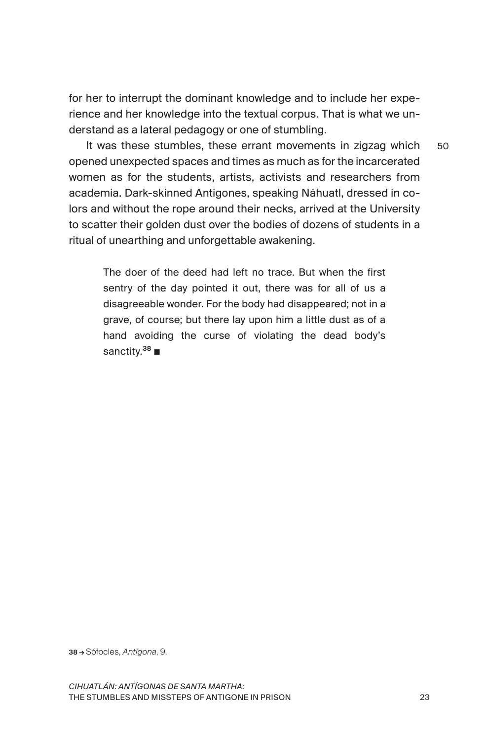for her to interrupt the dominant knowledge and to include her experience and her knowledge into the textual corpus. That is what we understand as a lateral pedagogy or one of stumbling.

It was these stumbles, these errant movements in zigzag which opened unexpected spaces and times as much as for the incarcerated women as for the students, artists, activists and researchers from academia. Dark-skinned Antigones, speaking Náhuatl, dressed in colors and without the rope around their necks, arrived at the University to scatter their golden dust over the bodies of dozens of students in a ritual of unearthing and unforgettable awakening.

> The doer of the deed had left no trace. But when the first sentry of the day pointed it out, there was for all of us a disagreeable wonder. For the body had disappeared; not in a grave, of course; but there lay upon him a little dust as of a hand avoiding the curse of violating the dead body's sanctity.[38] ■

38 → Sófocles, *Antígona*, 9.